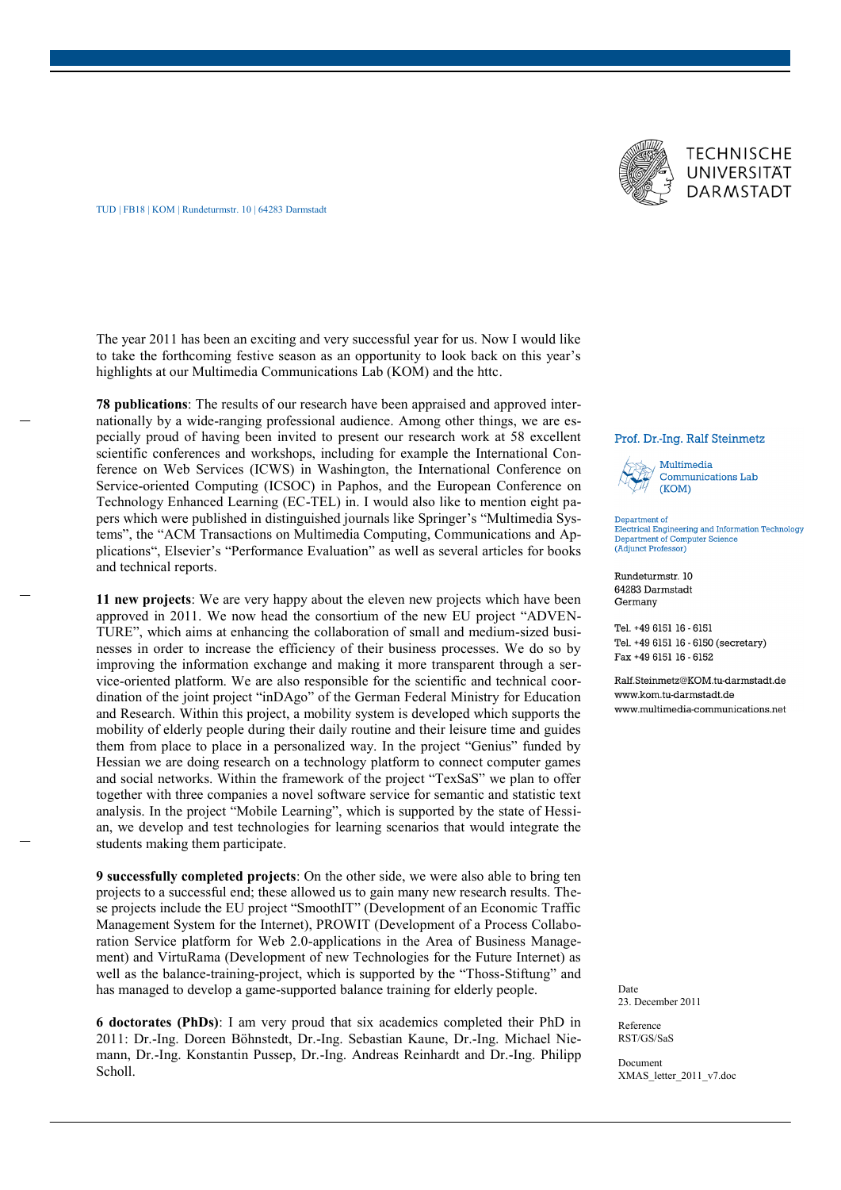TECHNISCHE UNIVERSITÄT DARMSTADT

TUD | FB18 | KOM | Rundeturmstr. 10 | 64283 Darmstadt

**Prof. Dr.-Ing. Ralf Steinmetz**

Multimedia Communications Lab (KOM)

Department of Electrical Engineering and Information Technology
Department of Computer Science
(Adjunct Professor)

Rundeturmstr. 10
64283 Darmstadt
Germany

Tel. +49 6151 16 - 6151
Tel. +49 6151 16 - 6150 (secretary)
Fax +49 6151 16 - 6152

Ralf.Steinmetz@KOM.tu-darmstadt.de
www.kom.tu-darmstadt.de
www.multimedia-communications.net

Date
23. December 2011

Reference
RST/GS/SaS

Document
XMAS_letter_2011_v7.doc

The year 2011 has been an exciting and very successful year for us. Now I would like to take the forthcoming festive season as an opportunity to look back on this year's highlights at our Multimedia Communications Lab (KOM) and the httc.

**78 publications**: The results of our research have been appraised and approved internationally by a wide-ranging professional audience. Among other things, we are especially proud of having been invited to present our research work at 58 excellent scientific conferences and workshops, including for example the International Conference on Web Services (ICWS) in Washington, the International Conference on Service-oriented Computing (ICSOC) in Paphos, and the European Conference on Technology Enhanced Learning (EC-TEL) in. I would also like to mention eight papers which were published in distinguished journals like Springer's "Multimedia Systems", the "ACM Transactions on Multimedia Computing, Communications and Applications", Elsevier's "Performance Evaluation" as well as several articles for books and technical reports.

**11 new projects**: We are very happy about the eleven new projects which have been approved in 2011. We now head the consortium of the new EU project "ADVENTURE", which aims at enhancing the collaboration of small and medium-sized businesses in order to increase the efficiency of their business processes. We do so by improving the information exchange and making it more transparent through a service-oriented platform. We are also responsible for the scientific and technical coordination of the joint project "inDAgo" of the German Federal Ministry for Education and Research. Within this project, a mobility system is developed which supports the mobility of elderly people during their daily routine and their leisure time and guides them from place to place in a personalized way. In the project "Genius" funded by Hessian we are doing research on a technology platform to connect computer games and social networks. Within the framework of the project "TexSaS" we plan to offer together with three companies a novel software service for semantic and statistic text analysis. In the project "Mobile Learning", which is supported by the state of Hessian, we develop and test technologies for learning scenarios that would integrate the students making them participate.

**9 successfully completed projects**: On the other side, we were also able to bring ten projects to a successful end; these allowed us to gain many new research results. These projects include the EU project "SmoothIT" (Development of an Economic Traffic Management System for the Internet), PROWIT (Development of a Process Collaboration Service platform for Web 2.0-applications in the Area of Business Management) and VirtuRama (Development of new Technologies for the Future Internet) as well as the balance-training-project, which is supported by the "Thoss-Stiftung" and has managed to develop a game-supported balance training for elderly people.

**6 doctorates (PhDs)**: I am very proud that six academics completed their PhD in 2011: Dr.-Ing. Doreen Böhnstedt, Dr.-Ing. Sebastian Kaune, Dr.-Ing. Michael Niemann, Dr.-Ing. Konstantin Pussep, Dr.-Ing. Andreas Reinhardt and Dr.-Ing. Philipp Scholl.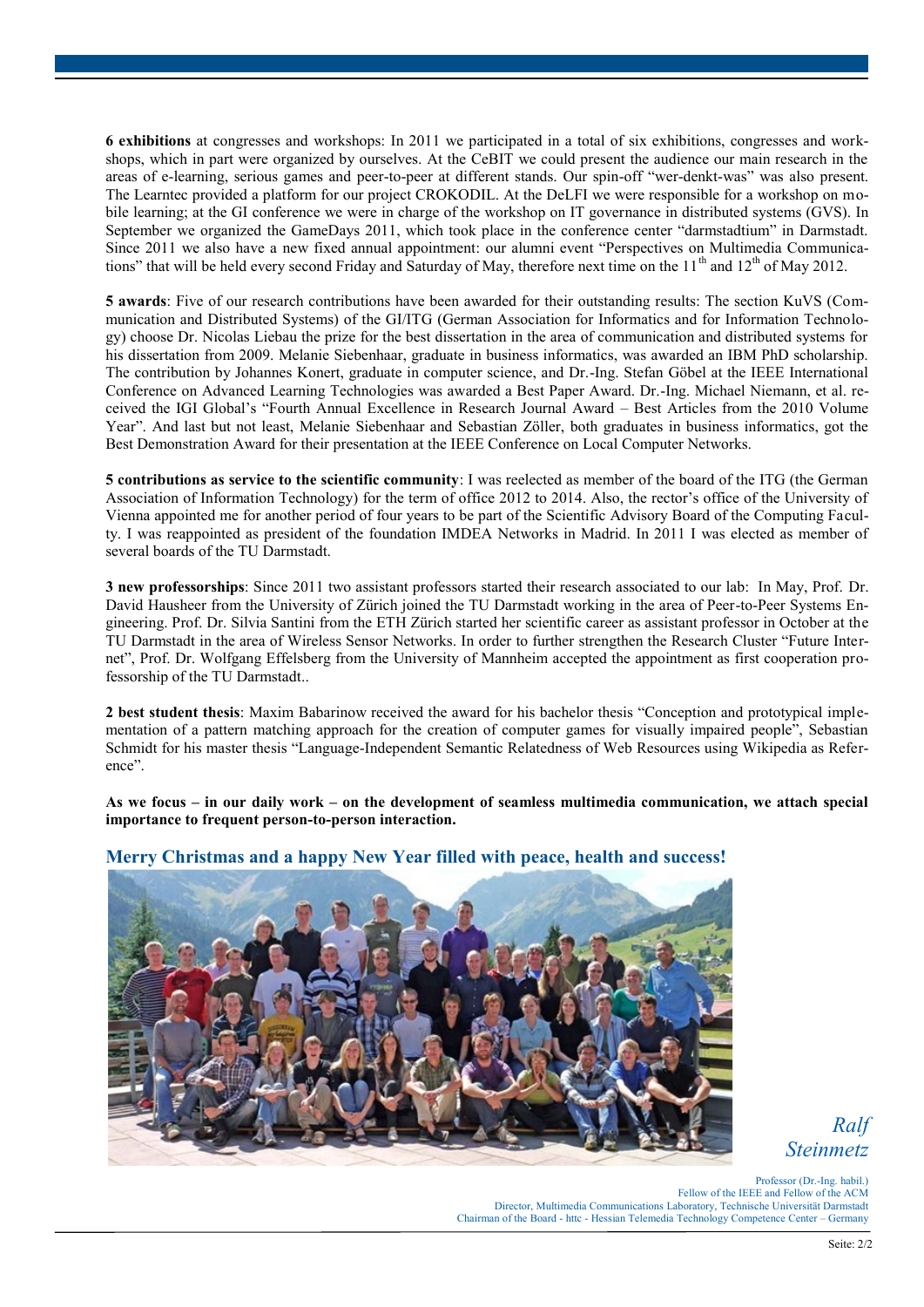**6 exhibitions** at congresses and workshops: In 2011 we participated in a total of six exhibitions, congresses and workshops, which in part were organized by ourselves. At the CeBIT we could present the audience our main research in the areas of e-learning, serious games and peer-to-peer at different stands. Our spin-off "wer-denkt-was" was also present. The Learntec provided a platform for our project CROKODIL. At the DeLFI we were responsible for a workshop on mobile learning; at the GI conference we were in charge of the workshop on IT governance in distributed systems (GVS). In September we organized the GameDays 2011, which took place in the conference center "darmstadtium" in Darmstadt. Since 2011 we also have a new fixed annual appointment: our alumni event "Perspectives on Multimedia Communications" that will be held every second Friday and Saturday of May, therefore next time on the 11th and 12th of May 2012.

**5 awards**: Five of our research contributions have been awarded for their outstanding results: The section KuVS (Communication and Distributed Systems) of the GI/ITG (German Association for Informatics and for Information Technology) choose Dr. Nicolas Liebau the prize for the best dissertation in the area of communication and distributed systems for his dissertation from 2009. Melanie Siebenhaar, graduate in business informatics, was awarded an IBM PhD scholarship. The contribution by Johannes Konert, graduate in computer science, and Dr.-Ing. Stefan Göbel at the IEEE International Conference on Advanced Learning Technologies was awarded a Best Paper Award. Dr.-Ing. Michael Niemann, et al. received the IGI Global's "Fourth Annual Excellence in Research Journal Award – Best Articles from the 2010 Volume Year". And last but not least, Melanie Siebenhaar and Sebastian Zöller, both graduates in business informatics, got the Best Demonstration Award for their presentation at the IEEE Conference on Local Computer Networks.

**5 contributions as service to the scientific community**: I was reelected as member of the board of the ITG (the German Association of Information Technology) for the term of office 2012 to 2014. Also, the rector's office of the University of Vienna appointed me for another period of four years to be part of the Scientific Advisory Board of the Computing Faculty. I was reappointed as president of the foundation IMDEA Networks in Madrid. In 2011 I was elected as member of several boards of the TU Darmstadt.

**3 new professorships**: Since 2011 two assistant professors started their research associated to our lab: In May, Prof. Dr. David Hausheer from the University of Zürich joined the TU Darmstadt working in the area of Peer-to-Peer Systems Engineering. Prof. Dr. Silvia Santini from the ETH Zürich started her scientific career as assistant professor in October at the TU Darmstadt in the area of Wireless Sensor Networks. In order to further strengthen the Research Cluster "Future Internet", Prof. Dr. Wolfgang Effelsberg from the University of Mannheim accepted the appointment as first cooperation professorship of the TU Darmstadt..

**2 best student thesis**: Maxim Babarinow received the award for his bachelor thesis "Conception and prototypical implementation of a pattern matching approach for the creation of computer games for visually impaired people", Sebastian Schmidt for his master thesis "Language-Independent Semantic Relatedness of Web Resources using Wikipedia as Reference".

**As we focus – in our daily work – on the development of seamless multimedia communication, we attach special importance to frequent person-to-person interaction.**

**Merry Christmas and a happy New Year filled with peace, health and success!**

*Ralf Steinmetz*

Professor (Dr.-Ing. habil.)
Fellow of the IEEE and Fellow of the ACM
Director, Multimedia Communications Laboratory, Technische Universität Darmstadt
Chairman of the Board - httc - Hessian Telemedia Technology Competence Center – Germany